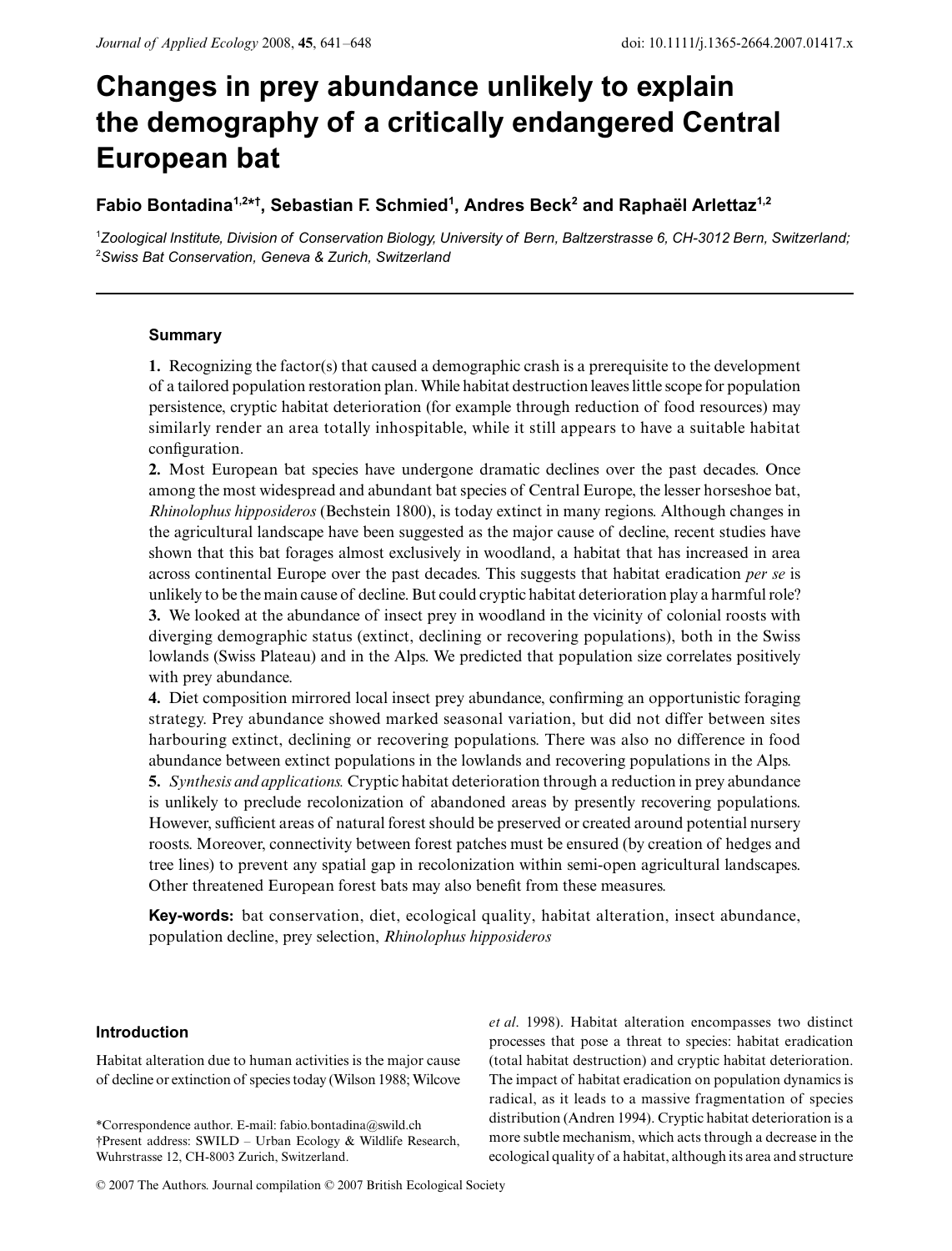# Changes in prey abundance unlikely to explain the demography of a critically endangered Central European bat

**Fabio Bontadina[1,2*†], Sebastian F. Schmied[1], Andres Beck[2] and Raphaël Arlettaz[1,2]**

[1]*Zoological Institute, Division of Conservation Biology, University of Bern, Baltzerstrasse 6, CH-3012 Bern, Switzerland;*
[2]*Swiss Bat Conservation, Geneva & Zurich, Switzerland*

---

## Summary

**1.** Recognizing the factor(s) that caused a demographic crash is a prerequisite to the development of a tailored population restoration plan. While habitat destruction leaves little scope for population persistence, cryptic habitat deterioration (for example through reduction of food resources) may similarly render an area totally inhospitable, while it still appears to have a suitable habitat configuration.

**2.** Most European bat species have undergone dramatic declines over the past decades. Once among the most widespread and abundant bat species of Central Europe, the lesser horseshoe bat, *Rhinolophus hipposideros* (Bechstein 1800), is today extinct in many regions. Although changes in the agricultural landscape have been suggested as the major cause of decline, recent studies have shown that this bat forages almost exclusively in woodland, a habitat that has increased in area across continental Europe over the past decades. This suggests that habitat eradication *per se* is unlikely to be the main cause of decline. But could cryptic habitat deterioration play a harmful role?

**3.** We looked at the abundance of insect prey in woodland in the vicinity of colonial roosts with diverging demographic status (extinct, declining or recovering populations), both in the Swiss lowlands (Swiss Plateau) and in the Alps. We predicted that population size correlates positively with prey abundance.

**4.** Diet composition mirrored local insect prey abundance, confirming an opportunistic foraging strategy. Prey abundance showed marked seasonal variation, but did not differ between sites harbouring extinct, declining or recovering populations. There was also no difference in food abundance between extinct populations in the lowlands and recovering populations in the Alps.

**5.** *Synthesis and applications.* Cryptic habitat deterioration through a reduction in prey abundance is unlikely to preclude recolonization of abandoned areas by presently recovering populations. However, sufficient areas of natural forest should be preserved or created around potential nursery roosts. Moreover, connectivity between forest patches must be ensured (by creation of hedges and tree lines) to prevent any spatial gap in recolonization within semi-open agricultural landscapes. Other threatened European forest bats may also benefit from these measures.

**Key-words:** bat conservation, diet, ecological quality, habitat alteration, insect abundance, population decline, prey selection, *Rhinolophus hipposideros*

## Introduction

Habitat alteration due to human activities is the major cause of decline or extinction of species today (Wilson 1988; Wilcove *et al*. 1998). Habitat alteration encompasses two distinct processes that pose a threat to species: habitat eradication (total habitat destruction) and cryptic habitat deterioration. The impact of habitat eradication on population dynamics is radical, as it leads to a massive fragmentation of species distribution (Andren 1994). Cryptic habitat deterioration is a more subtle mechanism, which acts through a decrease in the ecological quality of a habitat, although its area and structure

*Correspondence author. E-mail: fabio.bontadina@swild.ch
†Present address: SWILD – Urban Ecology & Wildlife Research, Wuhrstrasse 12, CH-8003 Zurich, Switzerland.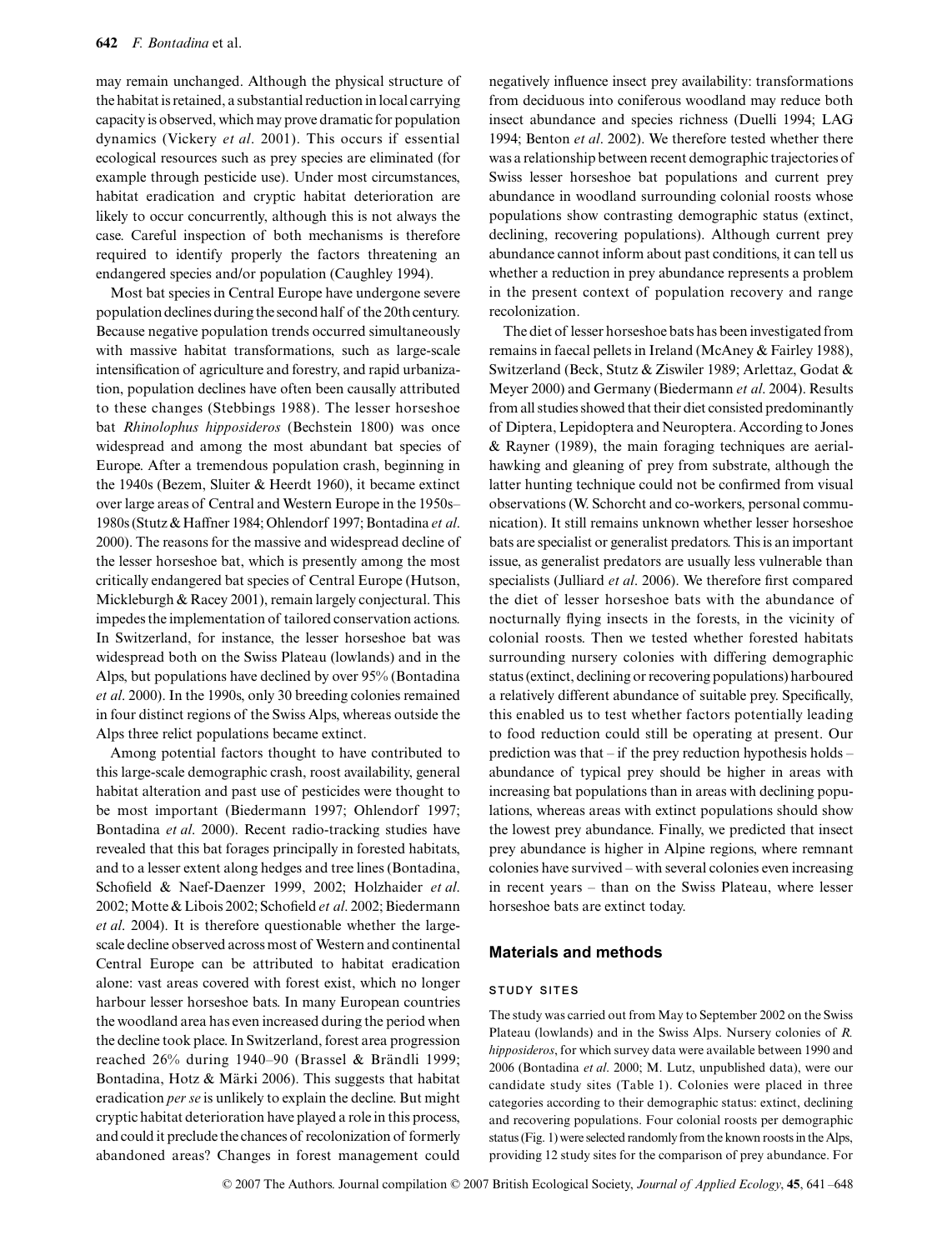may remain unchanged. Although the physical structure of the habitat is retained, a substantial reduction in local carrying capacity is observed, which may prove dramatic for population dynamics (Vickery *et al*. 2001). This occurs if essential ecological resources such as prey species are eliminated (for example through pesticide use). Under most circumstances, habitat eradication and cryptic habitat deterioration are likely to occur concurrently, although this is not always the case. Careful inspection of both mechanisms is therefore required to identify properly the factors threatening an endangered species and/or population (Caughley 1994).

Most bat species in Central Europe have undergone severe population declines during the second half of the 20th century. Because negative population trends occurred simultaneously with massive habitat transformations, such as large-scale intensification of agriculture and forestry, and rapid urbanization, population declines have often been causally attributed to these changes (Stebbings 1988). The lesser horseshoe bat *Rhinolophus hipposideros* (Bechstein 1800) was once widespread and among the most abundant bat species of Europe. After a tremendous population crash, beginning in the 1940s (Bezem, Sluiter & Heerdt 1960), it became extinct over large areas of Central and Western Europe in the 1950s–1980s (Stutz & Haffner 1984; Ohlendorf 1997; Bontadina *et al*. 2000). The reasons for the massive and widespread decline of the lesser horseshoe bat, which is presently among the most critically endangered bat species of Central Europe (Hutson, Mickleburgh & Racey 2001), remain largely conjectural. This impedes the implementation of tailored conservation actions. In Switzerland, for instance, the lesser horseshoe bat was widespread both on the Swiss Plateau (lowlands) and in the Alps, but populations have declined by over 95% (Bontadina *et al*. 2000). In the 1990s, only 30 breeding colonies remained in four distinct regions of the Swiss Alps, whereas outside the Alps three relict populations became extinct.

Among potential factors thought to have contributed to this large-scale demographic crash, roost availability, general habitat alteration and past use of pesticides were thought to be most important (Biedermann 1997; Ohlendorf 1997; Bontadina *et al*. 2000). Recent radio-tracking studies have revealed that this bat forages principally in forested habitats, and to a lesser extent along hedges and tree lines (Bontadina, Schofield & Naef-Daenzer 1999, 2002; Holzhaider *et al*. 2002; Motte & Libois 2002; Schofield *et al*. 2002; Biedermann *et al*. 2004). It is therefore questionable whether the large-scale decline observed across most of Western and continental Central Europe can be attributed to habitat eradication alone: vast areas covered with forest exist, which no longer harbour lesser horseshoe bats. In many European countries the woodland area has even increased during the period when the decline took place. In Switzerland, forest area progression reached 26% during 1940–90 (Brassel & Brändli 1999; Bontadina, Hotz & Märki 2006). This suggests that habitat eradication *per se* is unlikely to explain the decline. But might cryptic habitat deterioration have played a role in this process, and could it preclude the chances of recolonization of formerly abandoned areas? Changes in forest management could negatively influence insect prey availability: transformations from deciduous into coniferous woodland may reduce both insect abundance and species richness (Duelli 1994; LAG 1994; Benton *et al*. 2002). We therefore tested whether there was a relationship between recent demographic trajectories of Swiss lesser horseshoe bat populations and current prey abundance in woodland surrounding colonial roosts whose populations show contrasting demographic status (extinct, declining, recovering populations). Although current prey abundance cannot inform about past conditions, it can tell us whether a reduction in prey abundance represents a problem in the present context of population recovery and range recolonization.

The diet of lesser horseshoe bats has been investigated from remains in faecal pellets in Ireland (McAney & Fairley 1988), Switzerland (Beck, Stutz & Ziswiler 1989; Arlettaz, Godat & Meyer 2000) and Germany (Biedermann *et al*. 2004). Results from all studies showed that their diet consisted predominantly of Diptera, Lepidoptera and Neuroptera. According to Jones & Rayner (1989), the main foraging techniques are aerial-hawking and gleaning of prey from substrate, although the latter hunting technique could not be confirmed from visual observations (W. Schorcht and co-workers, personal communication). It still remains unknown whether lesser horseshoe bats are specialist or generalist predators. This is an important issue, as generalist predators are usually less vulnerable than specialists (Julliard *et al*. 2006). We therefore first compared the diet of lesser horseshoe bats with the abundance of nocturnally flying insects in the forests, in the vicinity of colonial roosts. Then we tested whether forested habitats surrounding nursery colonies with differing demographic status (extinct, declining or recovering populations) harboured a relatively different abundance of suitable prey. Specifically, this enabled us to test whether factors potentially leading to food reduction could still be operating at present. Our prediction was that – if the prey reduction hypothesis holds – abundance of typical prey should be higher in areas with increasing bat populations than in areas with declining populations, whereas areas with extinct populations should show the lowest prey abundance. Finally, we predicted that insect prey abundance is higher in Alpine regions, where remnant colonies have survived – with several colonies even increasing in recent years – than on the Swiss Plateau, where lesser horseshoe bats are extinct today.

## Materials and methods

### Study sites

The study was carried out from May to September 2002 on the Swiss Plateau (lowlands) and in the Swiss Alps. Nursery colonies of *R. hipposideros*, for which survey data were available between 1990 and 2006 (Bontadina *et al*. 2000; M. Lutz, unpublished data), were our candidate study sites (Table 1). Colonies were placed in three categories according to their demographic status: extinct, declining and recovering populations. Four colonial roosts per demographic status (Fig. 1) were selected randomly from the known roosts in the Alps, providing 12 study sites for the comparison of prey abundance. For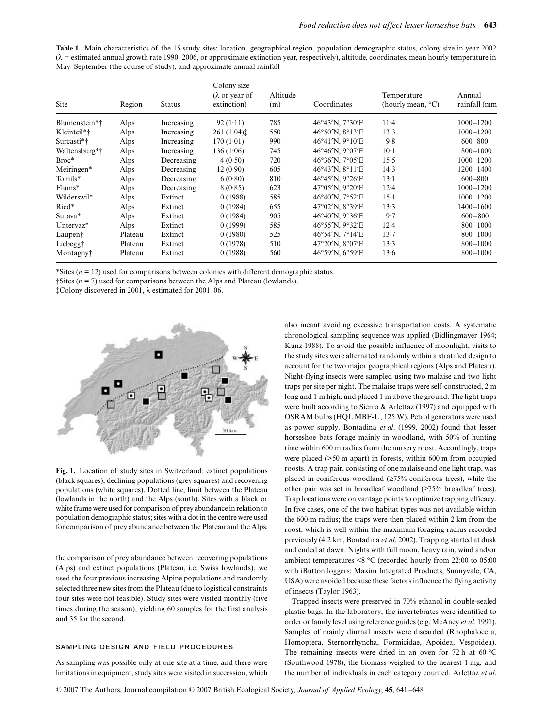**Table 1.** Main characteristics of the 15 study sites: location, geographical region, population demographic status, colony size in year 2002 (λ = estimated annual growth rate 1990–2006, or approximate extinction year, respectively), altitude, coordinates, mean hourly temperature in May–September (the course of study), and approximate annual rainfall

| Site | Region | Status | Colony size (λ or year of extinction) | Altitude (m) | Coordinates | Temperature (hourly mean, °C) | Annual rainfall (mm |
|---|---|---|---|---|---|---|---|
| Blumenstein*† | Alps | Increasing | 92 (1·11) | 785 | 46°43′N, 7°30′E | 11·4 | 1000–1200 |
| Kleinteil*† | Alps | Increasing | 261 (1·04)‡ | 550 | 46°50′N, 8°13′E | 13·3 | 1000–1200 |
| Surcasti*† | Alps | Increasing | 170 (1·01) | 990 | 46°41′N, 9°10′E | 9·8 | 600–800 |
| Waltensburg*† | Alps | Increasing | 136 (1·06) | 745 | 46°46′N, 9°07′E | 10·1 | 800–1000 |
| Broc* | Alps | Decreasing | 4 (0·50) | 720 | 46°36′N, 7°05′E | 15·5 | 1000–1200 |
| Meiringen* | Alps | Decreasing | 12 (0·90) | 605 | 46°43′N, 8°11′E | 14·3 | 1200–1400 |
| Tomils* | Alps | Decreasing | 6 (0·80) | 810 | 46°45′N, 9°26′E | 13·1 | 600–800 |
| Flums* | Alps | Decreasing | 8 (0·85) | 623 | 47°05′N, 9°20′E | 12·4 | 1000–1200 |
| Wilderswil* | Alps | Extinct | 0 (1988) | 585 | 46°40′N, 7°52′E | 15·1 | 1000–1200 |
| Ried* | Alps | Extinct | 0 (1984) | 655 | 47°02′N, 8°39′E | 13·3 | 1400–1600 |
| Surava* | Alps | Extinct | 0 (1984) | 905 | 46°40′N, 9°36′E | 9·7 | 600–800 |
| Untervaz* | Alps | Extinct | 0 (1999) | 585 | 46°55′N, 9°32′E | 12·4 | 800–1000 |
| Laupen† | Plateau | Extinct | 0 (1980) | 525 | 46°54′N, 7°14′E | 13·7 | 800–1000 |
| Liebegg† | Plateau | Extinct | 0 (1978) | 510 | 47°20′N, 8°07′E | 13·3 | 800–1000 |
| Montagny† | Plateau | Extinct | 0 (1988) | 560 | 46°59′N, 6°59′E | 13·6 | 800–1000 |

*Sites ($n = 12$) used for comparisons between colonies with different demographic status.

†Sites ($n = 7$) used for comparisons between the Alps and Plateau (lowlands).

‡Colony discovered in 2001, λ estimated for 2001–06.

**Fig. 1.** Location of study sites in Switzerland: extinct populations (black squares), declining populations (grey squares) and recovering populations (white squares). Dotted line, limit between the Plateau (lowlands in the north) and the Alps (south). Sites with a black or white frame were used for comparison of prey abundance in relation to population demographic status; sites with a dot in the centre were used for comparison of prey abundance between the Plateau and the Alps.

the comparison of prey abundance between recovering populations (Alps) and extinct populations (Plateau, i.e. Swiss lowlands), we used the four previous increasing Alpine populations and randomly selected three new sites from the Plateau (due to logistical constraints four sites were not feasible). Study sites were visited monthly (five times during the season), yielding 60 samples for the first analysis and 35 for the second.

### SAMPLING DESIGN AND FIELD PROCEDURES

As sampling was possible only at one site at a time, and there were limitations in equipment, study sites were visited in succession, which also meant avoiding excessive transportation costs. A systematic chronological sampling sequence was applied (Bidlingmayer 1964; Kunz 1988). To avoid the possible influence of moonlight, visits to the study sites were alternated randomly within a stratified design to account for the two major geographical regions (Alps and Plateau). Night-flying insects were sampled using two malaise and two light traps per site per night. The malaise traps were self-constructed, 2 m long and 1 m high, and placed 1 m above the ground. The light traps were built according to Sierro & Arlettaz (1997) and equipped with OSRAM bulbs (HQL MBF-U, 125 W). Petrol generators were used as power supply. Bontadina *et al*. (1999, 2002) found that lesser horseshoe bats forage mainly in woodland, with 50% of hunting time within 600 m radius from the nursery roost. Accordingly, traps were placed (>50 m apart) in forests, within 600 m from occupied roosts. A trap pair, consisting of one malaise and one light trap, was placed in coniferous woodland (≥75% coniferous trees), while the other pair was set in broadleaf woodland (≥75% broadleaf trees). Trap locations were on vantage points to optimize trapping efficacy. In five cases, one of the two habitat types was not available within the 600-m radius; the traps were then placed within 2 km from the roost, which is well within the maximum foraging radius recorded previously (4·2 km, Bontadina *et al*. 2002). Trapping started at dusk and ended at dawn. Nights with full moon, heavy rain, wind and/or ambient temperatures <8 °C (recorded hourly from 22:00 to 05:00 with iButton loggers; Maxim Integrated Products, Sunnyvale, CA, USA) were avoided because these factors influence the flying activity of insects (Taylor 1963).

Trapped insects were preserved in 70% ethanol in double-sealed plastic bags. In the laboratory, the invertebrates were identified to order or family level using reference guides (e.g. McAney *et al*. 1991). Samples of mainly diurnal insects were discarded (Rhophalocera, Homoptera, Sternorrhyncha, Formicidae, Apoidea, Vespoidea). The remaining insects were dried in an oven for 72 h at 60 °C (Southwood 1978), the biomass weighed to the nearest 1 mg, and the number of individuals in each category counted. Arlettaz *et al*.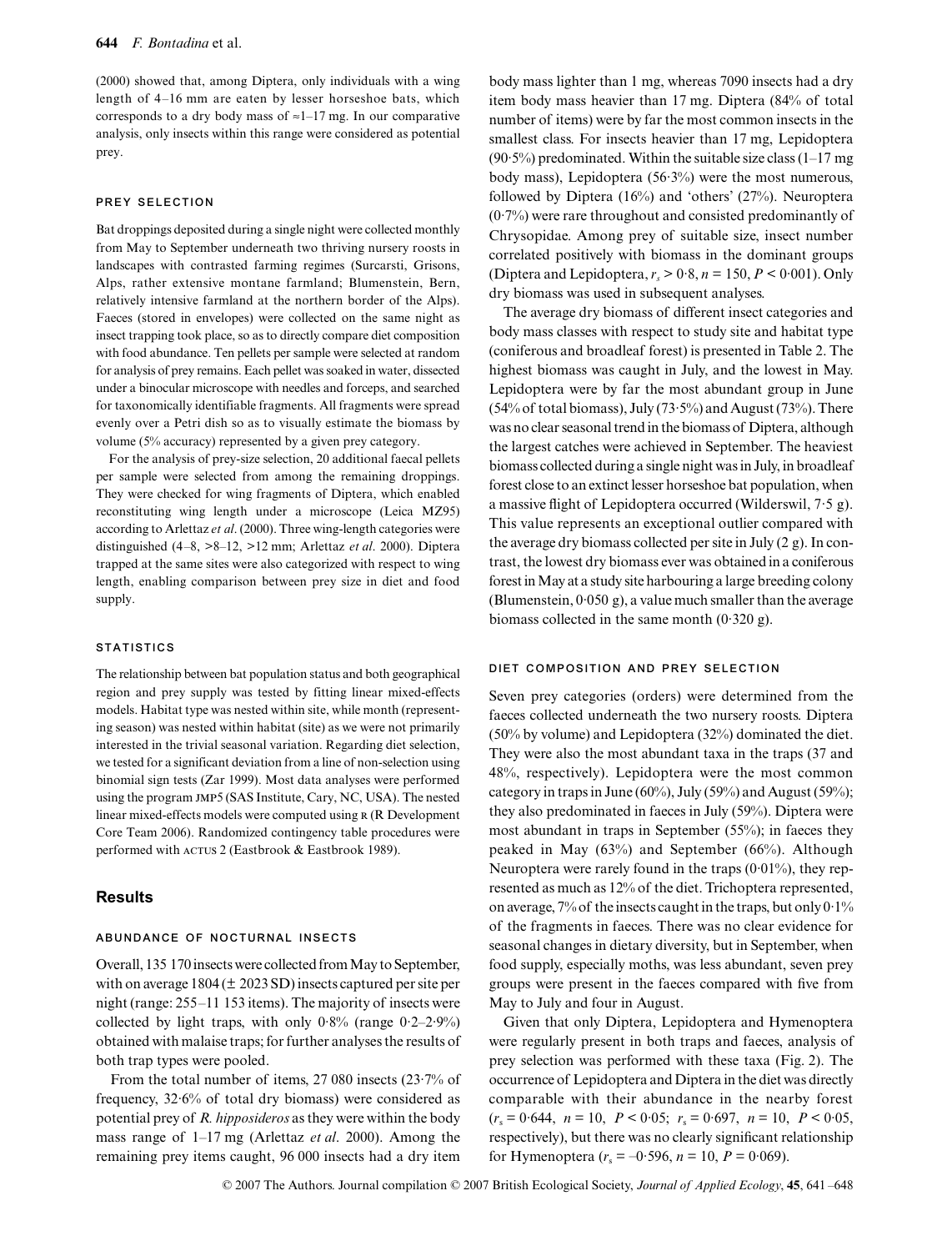(2000) showed that, among Diptera, only individuals with a wing length of 4–16 mm are eaten by lesser horseshoe bats, which corresponds to a dry body mass of ≈1–17 mg. In our comparative analysis, only insects within this range were considered as potential prey.

### PREY SELECTION

Bat droppings deposited during a single night were collected monthly from May to September underneath two thriving nursery roosts in landscapes with contrasted farming regimes (Surcarsti, Grisons, Alps, rather extensive montane farmland; Blumenstein, Bern, relatively intensive farmland at the northern border of the Alps). Faeces (stored in envelopes) were collected on the same night as insect trapping took place, so as to directly compare diet composition with food abundance. Ten pellets per sample were selected at random for analysis of prey remains. Each pellet was soaked in water, dissected under a binocular microscope with needles and forceps, and searched for taxonomically identifiable fragments. All fragments were spread evenly over a Petri dish so as to visually estimate the biomass by volume (5% accuracy) represented by a given prey category.

For the analysis of prey-size selection, 20 additional faecal pellets per sample were selected from among the remaining droppings. They were checked for wing fragments of Diptera, which enabled reconstituting wing length under a microscope (Leica MZ95) according to Arlettaz *et al*. (2000). Three wing-length categories were distinguished (4–8, >8–12, >12 mm; Arlettaz *et al*. 2000). Diptera trapped at the same sites were also categorized with respect to wing length, enabling comparison between prey size in diet and food supply.

### STATISTICS

The relationship between bat population status and both geographical region and prey supply was tested by fitting linear mixed-effects models. Habitat type was nested within site, while month (representing season) was nested within habitat (site) as we were not primarily interested in the trivial seasonal variation. Regarding diet selection, we tested for a significant deviation from a line of non-selection using binomial sign tests (Zar 1999). Most data analyses were performed using the program JMP5 (SAS Institute, Cary, NC, USA). The nested linear mixed-effects models were computed using R (R Development Core Team 2006). Randomized contingency table procedures were performed with ACTUS 2 (Eastbrook & Eastbrook 1989).

## Results

### ABUNDANCE OF NOCTURNAL INSECTS

Overall, 135 170 insects were collected from May to September, with on average 1804 (± 2023 SD) insects captured per site per night (range: 255–11 153 items). The majority of insects were collected by light traps, with only 0·8% (range 0·2–2·9%) obtained with malaise traps; for further analyses the results of both trap types were pooled.

From the total number of items, 27 080 insects (23·7% of frequency, 32·6% of total dry biomass) were considered as potential prey of *R. hipposideros* as they were within the body mass range of 1–17 mg (Arlettaz *et al*. 2000). Among the remaining prey items caught, 96 000 insects had a dry item body mass lighter than 1 mg, whereas 7090 insects had a dry item body mass heavier than 17 mg. Diptera (84% of total number of items) were by far the most common insects in the smallest class. For insects heavier than 17 mg, Lepidoptera (90·5%) predominated. Within the suitable size class (1–17 mg body mass), Lepidoptera (56·3%) were the most numerous, followed by Diptera (16%) and 'others' (27%). Neuroptera (0·7%) were rare throughout and consisted predominantly of Chrysopidae. Among prey of suitable size, insect number correlated positively with biomass in the dominant groups (Diptera and Lepidoptera, $r_s > 0{\cdot}8$, $n = 150$, $P < 0{\cdot}001$). Only dry biomass was used in subsequent analyses.

The average dry biomass of different insect categories and body mass classes with respect to study site and habitat type (coniferous and broadleaf forest) is presented in Table 2. The highest biomass was caught in July, and the lowest in May. Lepidoptera were by far the most abundant group in June (54% of total biomass), July (73·5%) and August (73%). There was no clear seasonal trend in the biomass of Diptera, although the largest catches were achieved in September. The heaviest biomass collected during a single night was in July, in broadleaf forest close to an extinct lesser horseshoe bat population, when a massive flight of Lepidoptera occurred (Wilderswil, 7·5 g). This value represents an exceptional outlier compared with the average dry biomass collected per site in July (2 g). In contrast, the lowest dry biomass ever was obtained in a coniferous forest in May at a study site harbouring a large breeding colony (Blumenstein, 0·050 g), a value much smaller than the average biomass collected in the same month (0·320 g).

### DIET COMPOSITION AND PREY SELECTION

Seven prey categories (orders) were determined from the faeces collected underneath the two nursery roosts. Diptera (50% by volume) and Lepidoptera (32%) dominated the diet. They were also the most abundant taxa in the traps (37 and 48%, respectively). Lepidoptera were the most common category in traps in June (60%), July (59%) and August (59%); they also predominated in faeces in July (59%). Diptera were most abundant in traps in September (55%); in faeces they peaked in May (63%) and September (66%). Although Neuroptera were rarely found in the traps (0·01%), they represented as much as 12% of the diet. Trichoptera represented, on average, 7% of the insects caught in the traps, but only 0·1% of the fragments in faeces. There was no clear evidence for seasonal changes in dietary diversity, but in September, when food supply, especially moths, was less abundant, seven prey groups were present in the faeces compared with five from May to July and four in August.

Given that only Diptera, Lepidoptera and Hymenoptera were regularly present in both traps and faeces, analysis of prey selection was performed with these taxa (Fig. 2). The occurrence of Lepidoptera and Diptera in the diet was directly comparable with their abundance in the nearby forest ($r_s = 0{\cdot}644$, $n = 10$, $P < 0{\cdot}05$; $r_s = 0{\cdot}697$, $n = 10$, $P < 0{\cdot}05$, respectively), but there was no clearly significant relationship for Hymenoptera ($r_s = -0{\cdot}596$, $n = 10$, $P = 0{\cdot}069$).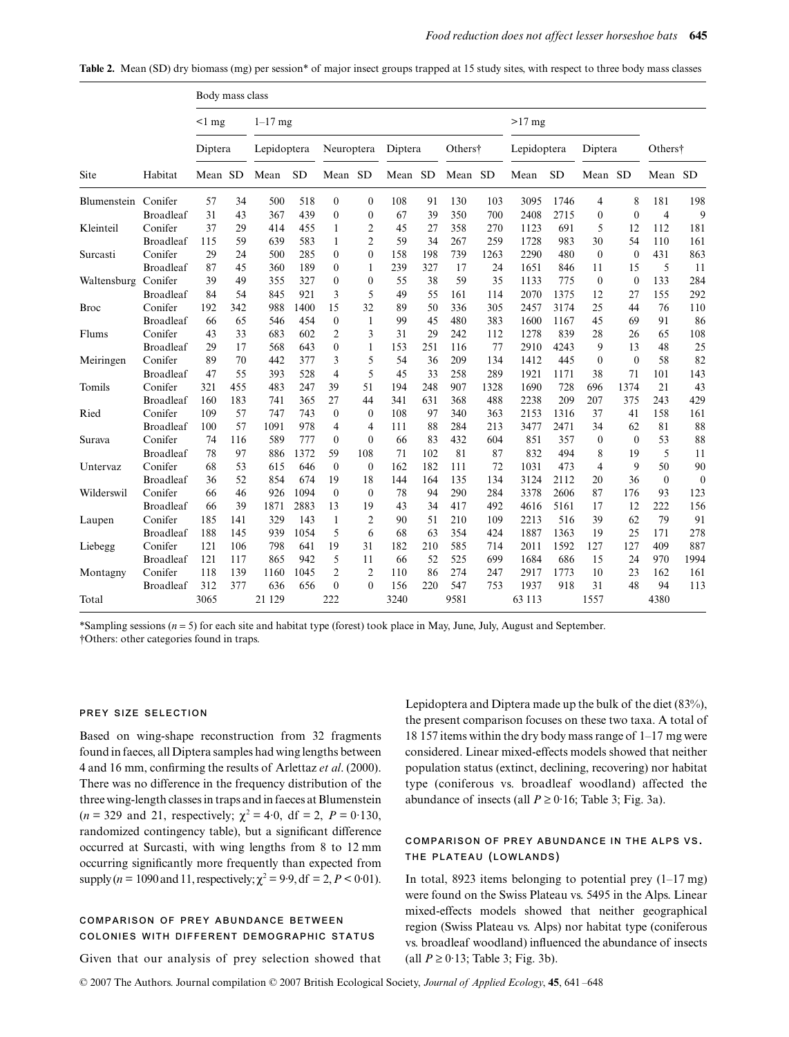**Table 2.** Mean (SD) dry biomass (mg) per session* of major insect groups trapped at 15 study sites, with respect to three body mass classes

| | | Body mass class | | | | | | | | | | | | | | | | | |
|---|---|---|---|---|---|---|---|---|---|---|---|---|---|---|---|---|---|---|---|
| | | <1 mg | | 1–17 mg | | | | | | | | >17 mg | | | | | | | |
| | | Diptera | | Lepidoptera | | Neuroptera | | Diptera | | Others† | | Lepidoptera | | Diptera | | Others† | | | |
| Site | Habitat | Mean | SD | Mean | SD | Mean | SD | Mean | SD | Mean | SD | Mean | SD | Mean | SD | Mean | SD | | |
| Blumenstein | Conifer | 57 | 34 | 500 | 518 | 0 | 0 | 108 | 91 | 130 | 103 | 3095 | 1746 | 4 | 8 | 181 | 198 | | |
| | Broadleaf | 31 | 43 | 367 | 439 | 0 | 0 | 67 | 39 | 350 | 700 | 2408 | 2715 | 0 | 0 | 4 | 9 | | |
| Kleinteil | Conifer | 37 | 29 | 414 | 455 | 1 | 2 | 45 | 27 | 358 | 270 | 1123 | 691 | 5 | 12 | 112 | 181 | | |
| | Broadleaf | 115 | 59 | 639 | 583 | 1 | 2 | 59 | 34 | 267 | 259 | 1728 | 983 | 30 | 54 | 110 | 161 | | |
| Surcasti | Conifer | 29 | 24 | 500 | 285 | 0 | 0 | 158 | 198 | 739 | 1263 | 2290 | 480 | 0 | 0 | 431 | 863 | | |
| | Broadleaf | 87 | 45 | 360 | 189 | 0 | 1 | 239 | 327 | 17 | 24 | 1651 | 846 | 11 | 15 | 5 | 11 | | |
| Waltensburg | Conifer | 39 | 49 | 355 | 327 | 0 | 0 | 55 | 38 | 59 | 35 | 1133 | 775 | 0 | 0 | 133 | 284 | | |
| | Broadleaf | 84 | 54 | 845 | 921 | 3 | 5 | 49 | 55 | 161 | 114 | 2070 | 1375 | 12 | 27 | 155 | 292 | | |
| Broc | Conifer | 192 | 342 | 988 | 1400 | 15 | 32 | 89 | 50 | 336 | 305 | 2457 | 3174 | 25 | 44 | 76 | 110 | | |
| | Broadleaf | 66 | 65 | 546 | 454 | 0 | 1 | 99 | 45 | 480 | 383 | 1600 | 1167 | 45 | 69 | 91 | 86 | | |
| Flums | Conifer | 43 | 33 | 683 | 602 | 2 | 3 | 31 | 29 | 242 | 112 | 1278 | 839 | 28 | 26 | 65 | 108 | | |
| | Broadleaf | 29 | 17 | 568 | 643 | 0 | 1 | 153 | 251 | 116 | 77 | 2910 | 4243 | 9 | 13 | 48 | 25 | | |
| Meiringen | Conifer | 89 | 70 | 442 | 377 | 3 | 5 | 54 | 36 | 209 | 134 | 1412 | 445 | 0 | 0 | 58 | 82 | | |
| | Broadleaf | 47 | 55 | 393 | 528 | 4 | 5 | 45 | 33 | 258 | 289 | 1921 | 1171 | 38 | 71 | 101 | 143 | | |
| Tomils | Conifer | 321 | 455 | 483 | 247 | 39 | 51 | 194 | 248 | 907 | 1328 | 1690 | 728 | 696 | 1374 | 21 | 43 | | |
| | Broadleaf | 160 | 183 | 741 | 365 | 27 | 44 | 341 | 631 | 368 | 488 | 2238 | 209 | 207 | 375 | 243 | 429 | | |
| Ried | Conifer | 109 | 57 | 747 | 743 | 0 | 0 | 108 | 97 | 340 | 363 | 2153 | 1316 | 37 | 41 | 158 | 161 | | |
| | Broadleaf | 100 | 57 | 1091 | 978 | 4 | 4 | 111 | 88 | 284 | 213 | 3477 | 2471 | 34 | 62 | 81 | 88 | | |
| Surava | Conifer | 74 | 116 | 589 | 777 | 0 | 0 | 66 | 83 | 432 | 604 | 851 | 357 | 0 | 0 | 53 | 88 | | |
| | Broadleaf | 78 | 97 | 886 | 1372 | 59 | 108 | 71 | 102 | 81 | 87 | 832 | 494 | 8 | 19 | 5 | 11 | | |
| Untervaz | Conifer | 68 | 53 | 615 | 646 | 0 | 0 | 162 | 182 | 111 | 72 | 1031 | 473 | 4 | 9 | 50 | 90 | | |
| | Broadleaf | 36 | 52 | 854 | 674 | 19 | 18 | 144 | 164 | 135 | 134 | 3124 | 2112 | 20 | 36 | 0 | 0 | | |
| Wilderswil | Conifer | 66 | 46 | 926 | 1094 | 0 | 0 | 78 | 94 | 290 | 284 | 3378 | 2606 | 87 | 176 | 93 | 123 | | |
| | Broadleaf | 66 | 39 | 1871 | 2883 | 13 | 19 | 43 | 34 | 417 | 492 | 4616 | 5161 | 17 | 12 | 222 | 156 | | |
| Laupen | Conifer | 185 | 141 | 329 | 143 | 1 | 2 | 90 | 51 | 210 | 109 | 2213 | 516 | 39 | 62 | 79 | 91 | | |
| | Broadleaf | 188 | 145 | 939 | 1054 | 5 | 6 | 68 | 63 | 354 | 424 | 1887 | 1363 | 19 | 25 | 171 | 278 | | |
| Liebegg | Conifer | 121 | 106 | 798 | 641 | 19 | 31 | 182 | 210 | 585 | 714 | 2011 | 1592 | 127 | 127 | 409 | 887 | | |
| | Broadleaf | 121 | 117 | 865 | 942 | 5 | 11 | 66 | 52 | 525 | 699 | 1684 | 686 | 15 | 24 | 970 | 1994 | | |
| Montagny | Conifer | 118 | 139 | 1160 | 1045 | 2 | 2 | 110 | 86 | 274 | 247 | 2917 | 1773 | 10 | 23 | 162 | 161 | | |
| | Broadleaf | 312 | 377 | 636 | 656 | 0 | 0 | 156 | 220 | 547 | 753 | 1937 | 918 | 31 | 48 | 94 | 113 | | |
| Total | | 3065 | | 21 129 | | 222 | | 3240 | | 9581 | | 63 113 | | 1557 | | 4380 | | | |

*Sampling sessions ($n = 5$) for each site and habitat type (forest) took place in May, June, July, August and September.
†Others: other categories found in traps.

#### PREY SIZE SELECTION

Based on wing-shape reconstruction from 32 fragments found in faeces, all Diptera samples had wing lengths between 4 and 16 mm, confirming the results of Arlettaz *et al*. (2000). There was no difference in the frequency distribution of the three wing-length classes in traps and in faeces at Blumenstein ($n = 329$ and 21, respectively; $\chi^2 = 4{\cdot}0$, df = 2, $P = 0{\cdot}130$, randomized contingency table), but a significant difference occurred at Surcasti, with wing lengths from 8 to 12 mm occurring significantly more frequently than expected from supply ($n = 1090$ and 11, respectively; $\chi^2 = 9{\cdot}9$, df = 2, $P < 0{\cdot}01$).

#### COMPARISON OF PREY ABUNDANCE BETWEEN COLONIES WITH DIFFERENT DEMOGRAPHIC STATUS

Given that our analysis of prey selection showed that Lepidoptera and Diptera made up the bulk of the diet (83%), the present comparison focuses on these two taxa. A total of 18 157 items within the dry body mass range of 1–17 mg were considered. Linear mixed-effects models showed that neither population status (extinct, declining, recovering) nor habitat type (coniferous vs. broadleaf woodland) affected the abundance of insects (all $P \geq 0{\cdot}16$; Table 3; Fig. 3a).

#### COMPARISON OF PREY ABUNDANCE IN THE ALPS VS. THE PLATEAU (LOWLANDS)

In total, 8923 items belonging to potential prey (1–17 mg) were found on the Swiss Plateau vs. 5495 in the Alps. Linear mixed-effects models showed that neither geographical region (Swiss Plateau vs. Alps) nor habitat type (coniferous vs. broadleaf woodland) influenced the abundance of insects (all $P \geq 0{\cdot}13$; Table 3; Fig. 3b).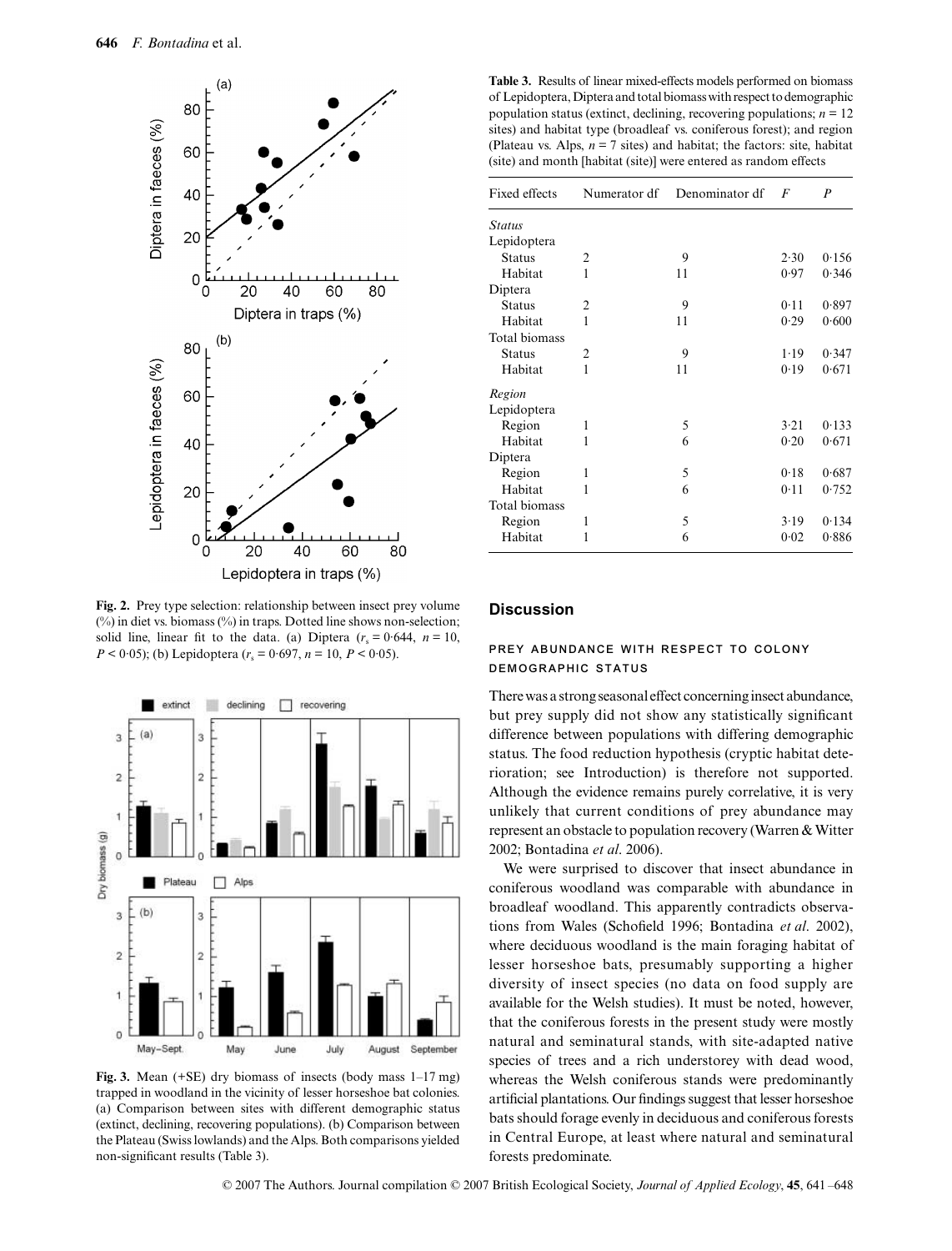**Fig. 2.** Prey type selection: relationship between insect prey volume (%) in diet vs. biomass (%) in traps. Dotted line shows non-selection; solid line, linear fit to the data. (a) Diptera ($r_s = 0{\cdot}644$, $n = 10$, $P < 0{\cdot}05$); (b) Lepidoptera ($r_s = 0{\cdot}697$, $n = 10$, $P < 0{\cdot}05$).

**Fig. 3.** Mean (+SE) dry biomass of insects (body mass 1–17 mg) trapped in woodland in the vicinity of lesser horseshoe bat colonies. (a) Comparison between sites with different demographic status (extinct, declining, recovering populations). (b) Comparison between the Plateau (Swiss lowlands) and the Alps. Both comparisons yielded non-significant results (Table 3).

**Table 3.** Results of linear mixed-effects models performed on biomass of Lepidoptera, Diptera and total biomass with respect to demographic population status (extinct, declining, recovering populations; $n = 12$ sites) and habitat type (broadleaf vs. coniferous forest); and region (Plateau vs. Alps, $n = 7$ sites) and habitat; the factors: site, habitat (site) and month [habitat (site)] were entered as random effects

| Fixed effects | Numerator df | Denominator df | *F* | *P* |
|---|---|---|---|---|
| *Status* | | | | |
| Lepidoptera | | | | |
| Status | 2 | 9 | 2·30 | 0·156 |
| Habitat | 1 | 11 | 0·97 | 0·346 |
| Diptera | | | | |
| Status | 2 | 9 | 0·11 | 0·897 |
| Habitat | 1 | 11 | 0·29 | 0·600 |
| Total biomass | | | | |
| Status | 2 | 9 | 1·19 | 0·347 |
| Habitat | 1 | 11 | 0·19 | 0·671 |
| *Region* | | | | |
| Lepidoptera | | | | |
| Region | 1 | 5 | 3·21 | 0·133 |
| Habitat | 1 | 6 | 0·20 | 0·671 |
| Diptera | | | | |
| Region | 1 | 5 | 0·18 | 0·687 |
| Habitat | 1 | 6 | 0·11 | 0·752 |
| Total biomass | | | | |
| Region | 1 | 5 | 3·19 | 0·134 |
| Habitat | 1 | 6 | 0·02 | 0·886 |

## Discussion

### PREY ABUNDANCE WITH RESPECT TO COLONY DEMOGRAPHIC STATUS

There was a strong seasonal effect concerning insect abundance, but prey supply did not show any statistically significant difference between populations with differing demographic status. The food reduction hypothesis (cryptic habitat deterioration; see Introduction) is therefore not supported. Although the evidence remains purely correlative, it is very unlikely that current conditions of prey abundance may represent an obstacle to population recovery (Warren & Witter 2002; Bontadina *et al*. 2006).

We were surprised to discover that insect abundance in coniferous woodland was comparable with abundance in broadleaf woodland. This apparently contradicts observations from Wales (Schofield 1996; Bontadina *et al*. 2002), where deciduous woodland is the main foraging habitat of lesser horseshoe bats, presumably supporting a higher diversity of insect species (no data on food supply are available for the Welsh studies). It must be noted, however, that the coniferous forests in the present study were mostly natural and seminatural stands, with site-adapted native species of trees and a rich understorey with dead wood, whereas the Welsh coniferous stands were predominantly artificial plantations. Our findings suggest that lesser horseshoe bats should forage evenly in deciduous and coniferous forests in Central Europe, at least where natural and seminatural forests predominate.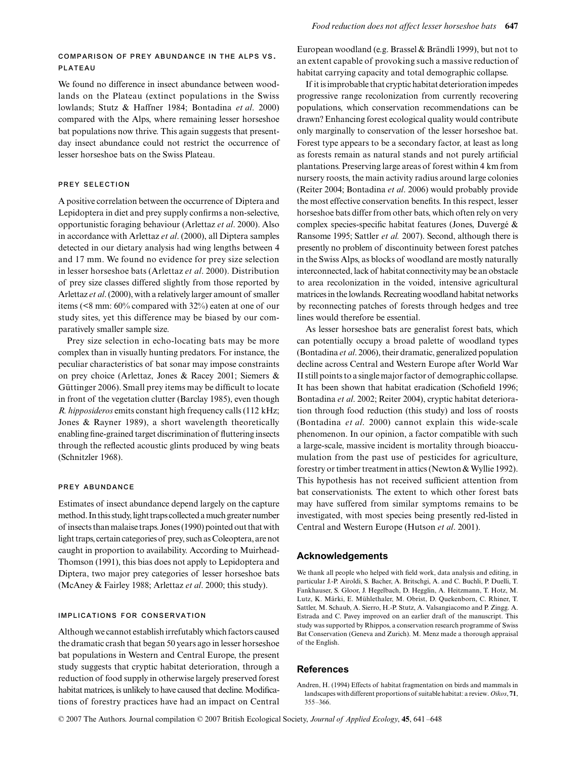### COMPARISON OF PREY ABUNDANCE IN THE ALPS VS. PLATEAU

We found no difference in insect abundance between woodlands on the Plateau (extinct populations in the Swiss lowlands; Stutz & Haffner 1984; Bontadina *et al*. 2000) compared with the Alps, where remaining lesser horseshoe bat populations now thrive. This again suggests that present-day insect abundance could not restrict the occurrence of lesser horseshoe bats on the Swiss Plateau.

### PREY SELECTION

A positive correlation between the occurrence of Diptera and Lepidoptera in diet and prey supply confirms a non-selective, opportunistic foraging behaviour (Arlettaz *et al*. 2000). Also in accordance with Arlettaz *et al*. (2000), all Diptera samples detected in our dietary analysis had wing lengths between 4 and 17 mm. We found no evidence for prey size selection in lesser horseshoe bats (Arlettaz *et al*. 2000). Distribution of prey size classes differed slightly from those reported by Arlettaz *et al*. (2000), with a relatively larger amount of smaller items (<8 mm: 60% compared with 32%) eaten at one of our study sites, yet this difference may be biased by our comparatively smaller sample size.

Prey size selection in echo-locating bats may be more complex than in visually hunting predators. For instance, the peculiar characteristics of bat sonar may impose constraints on prey choice (Arlettaz, Jones & Racey 2001; Siemers & Güttinger 2006). Small prey items may be difficult to locate in front of the vegetation clutter (Barclay 1985), even though *R. hipposideros* emits constant high frequency calls (112 kHz; Jones & Rayner 1989), a short wavelength theoretically enabling fine-grained target discrimination of fluttering insects through the reflected acoustic glints produced by wing beats (Schnitzler 1968).

### PREY ABUNDANCE

Estimates of insect abundance depend largely on the capture method. In this study, light traps collected a much greater number of insects than malaise traps. Jones (1990) pointed out that with light traps, certain categories of prey, such as Coleoptera, are not caught in proportion to availability. According to Muirhead-Thomson (1991), this bias does not apply to Lepidoptera and Diptera, two major prey categories of lesser horseshoe bats (McAney & Fairley 1988; Arlettaz *et al*. 2000; this study).

### IMPLICATIONS FOR CONSERVATION

Although we cannot establish irrefutably which factors caused the dramatic crash that began 50 years ago in lesser horseshoe bat populations in Western and Central Europe, the present study suggests that cryptic habitat deterioration, through a reduction of food supply in otherwise largely preserved forest habitat matrices, is unlikely to have caused that decline. Modifications of forestry practices have had an impact on Central European woodland (e.g. Brassel & Brändli 1999), but not to an extent capable of provoking such a massive reduction of habitat carrying capacity and total demographic collapse.

If it is improbable that cryptic habitat deterioration impedes progressive range recolonization from currently recovering populations, which conservation recommendations can be drawn? Enhancing forest ecological quality would contribute only marginally to conservation of the lesser horseshoe bat. Forest type appears to be a secondary factor, at least as long as forests remain as natural stands and not purely artificial plantations. Preserving large areas of forest within 4 km from nursery roosts, the main activity radius around large colonies (Reiter 2004; Bontadina *et al*. 2006) would probably provide the most effective conservation benefits. In this respect, lesser horseshoe bats differ from other bats, which often rely on very complex species-specific habitat features (Jones, Duvergé & Ransome 1995; Sattler *et al.* 2007). Second, although there is presently no problem of discontinuity between forest patches in the Swiss Alps, as blocks of woodland are mostly naturally interconnected, lack of habitat connectivity may be an obstacle to area recolonization in the voided, intensive agricultural matrices in the lowlands. Recreating woodland habitat networks by reconnecting patches of forests through hedges and tree lines would therefore be essential.

As lesser horseshoe bats are generalist forest bats, which can potentially occupy a broad palette of woodland types (Bontadina *et al*. 2006), their dramatic, generalized population decline across Central and Western Europe after World War II still points to a single major factor of demographic collapse. It has been shown that habitat eradication (Schofield 1996; Bontadina *et al*. 2002; Reiter 2004), cryptic habitat deterioration through food reduction (this study) and loss of roosts (Bontadina *et al*. 2000) cannot explain this wide-scale phenomenon. In our opinion, a factor compatible with such a large-scale, massive incident is mortality through bioaccumulation from the past use of pesticides for agriculture, forestry or timber treatment in attics (Newton & Wyllie 1992). This hypothesis has not received sufficient attention from bat conservationists. The extent to which other forest bats may have suffered from similar symptoms remains to be investigated, with most species being presently red-listed in Central and Western Europe (Hutson *et al*. 2001).

## Acknowledgements

We thank all people who helped with field work, data analysis and editing, in particular J.-P. Airoldi, S. Bacher, A. Britschgi, A. and C. Buchli, P. Duelli, T. Fankhauser, S. Gloor, J. Hegelbach, D. Hegglin, A. Heitzmann, T. Hotz, M. Lutz, K. Märki, E. Mühlethaler, M. Obrist, D. Quekenborn, C. Rhiner, T. Sattler, M. Schaub, A. Sierro, H.-P. Stutz, A. Valsangiacomo and P. Zingg. A. Estrada and C. Pavey improved on an earlier draft of the manuscript. This study was supported by Rhippos, a conservation research programme of Swiss Bat Conservation (Geneva and Zurich). M. Menz made a thorough appraisal of the English.

## References

Andren, H. (1994) Effects of habitat fragmentation on birds and mammals in landscapes with different proportions of suitable habitat: a review. *Oikos*, **71**, 355–366.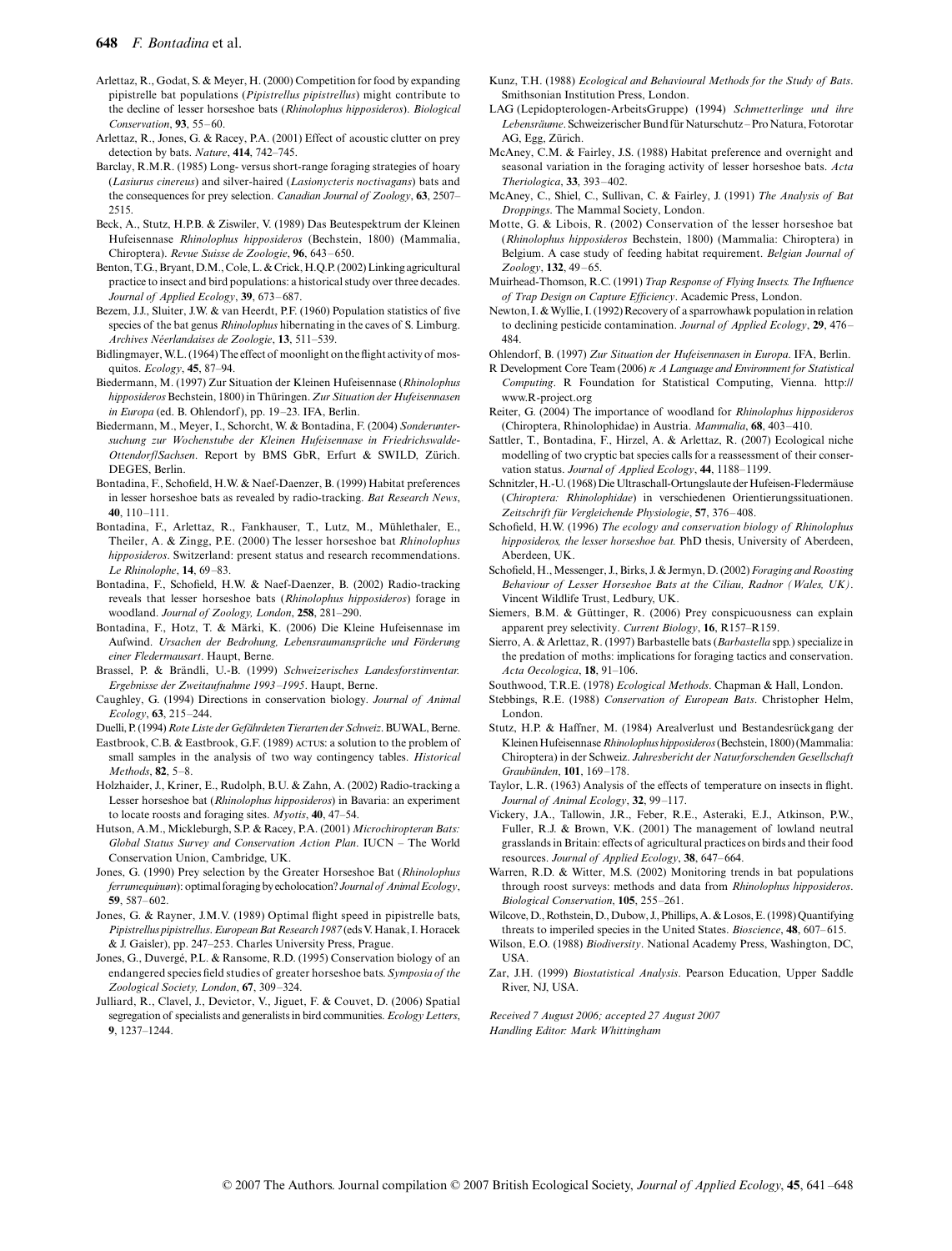Arlettaz, R., Godat, S. & Meyer, H. (2000) Competition for food by expanding pipistrelle bat populations (*Pipistrellus pipistrellus*) might contribute to the decline of lesser horseshoe bats (*Rhinolophus hipposideros*). *Biological Conservation*, **93**, 55–60.

Arlettaz, R., Jones, G. & Racey, P.A. (2001) Effect of acoustic clutter on prey detection by bats. *Nature*, **414**, 742–745.

Barclay, R.M.R. (1985) Long- versus short-range foraging strategies of hoary (*Lasiurus cinereus*) and silver-haired (*Lasionycteris noctivagans*) bats and the consequences for prey selection. *Canadian Journal of Zoology*, **63**, 2507–2515.

Beck, A., Stutz, H.P.B. & Ziswiler, V. (1989) Das Beutespektrum der Kleinen Hufeisennase *Rhinolophus hipposideros* (Bechstein, 1800) (Mammalia, Chiroptera). *Revue Suisse de Zoologie*, **96**, 643–650.

Benton, T.G., Bryant, D.M., Cole, L. & Crick, H.Q.P. (2002) Linking agricultural practice to insect and bird populations: a historical study over three decades. *Journal of Applied Ecology*, **39**, 673–687.

Bezem, J.J., Sluiter, J.W. & van Heerdt, P.F. (1960) Population statistics of five species of the bat genus *Rhinolophus* hibernating in the caves of S. Limburg. *Archives Néerlandaises de Zoologie*, **13**, 511–539.

Bidlingmayer, W.L. (1964) The effect of moonlight on the flight activity of mosquitos. *Ecology*, **45**, 87–94.

Biedermann, M. (1997) Zur Situation der Kleinen Hufeisennase (*Rhinolophus hipposideros* Bechstein, 1800) in Thüringen. *Zur Situation der Hufeisennasen in Europa* (ed. B. Ohlendorf), pp. 19–23. IFA, Berlin.

Biedermann, M., Meyer, I., Schorcht, W. & Bontadina, F. (2004) *Sonderuntersuchung zur Wochenstube der Kleinen Hufeisennase in Friedrichswalde-Ottendorf/Sachsen*. Report by BMS GbR, Erfurt & SWILD, Zürich. DEGES, Berlin.

Bontadina, F., Schofield, H.W. & Naef-Daenzer, B. (1999) Habitat preferences in lesser horseshoe bats as revealed by radio-tracking. *Bat Research News*, **40**, 110–111.

Bontadina, F., Arlettaz, R., Fankhauser, T., Lutz, M., Mühlethaler, E., Theiler, A. & Zingg, P.E. (2000) The lesser horseshoe bat *Rhinolophus hipposideros*. Switzerland: present status and research recommendations. *Le Rhinolophe*, **14**, 69–83.

Bontadina, F., Schofield, H.W. & Naef-Daenzer, B. (2002) Radio-tracking reveals that lesser horseshoe bats (*Rhinolophus hipposideros*) forage in woodland. *Journal of Zoology, London*, **258**, 281–290.

Bontadina, F., Hotz, T. & Märki, K. (2006) Die Kleine Hufeisennase im Aufwind. *Ursachen der Bedrohung, Lebensraumansprüche und Förderung einer Fledermausart*. Haupt, Berne.

Brassel, P. & Brändli, U.-B. (1999) *Schweizerisches Landesforstinventar. Ergebnisse der Zweitaufnahme 1993–1995*. Haupt, Berne.

Caughley, G. (1994) Directions in conservation biology. *Journal of Animal Ecology*, **63**, 215–244.

Duelli, P. (1994) *Rote Liste der Gefährdeten Tierarten der Schweiz*. BUWAL, Berne.

Eastbrook, C.B. & Eastbrook, G.F. (1989) ACTUS: a solution to the problem of small samples in the analysis of two way contingency tables. *Historical Methods*, **82**, 5–8.

Holzhaider, J., Kriner, E., Rudolph, B.U. & Zahn, A. (2002) Radio-tracking a Lesser horseshoe bat (*Rhinolophus hipposideros*) in Bavaria: an experiment to locate roosts and foraging sites. *Myotis*, **40**, 47–54.

Hutson, A.M., Mickleburgh, S.P. & Racey, P.A. (2001) *Microchiropteran Bats: Global Status Survey and Conservation Action Plan*. IUCN – The World Conservation Union, Cambridge, UK.

Jones, G. (1990) Prey selection by the Greater Horseshoe Bat (*Rhinolophus ferrumequinum*): optimal foraging by echolocation? *Journal of Animal Ecology*, **59**, 587–602.

Jones, G. & Rayner, J.M.V. (1989) Optimal flight speed in pipistrelle bats, *Pipistrellus pipistrellus*. *European Bat Research 1987* (eds V. Hanak, I. Horacek & J. Gaisler), pp. 247–253. Charles University Press, Prague.

Jones, G., Duvergé, P.L. & Ransome, R.D. (1995) Conservation biology of an endangered species field studies of greater horseshoe bats. *Symposia of the Zoological Society, London*, **67**, 309–324.

Julliard, R., Clavel, J., Devictor, V., Jiguet, F. & Couvet, D. (2006) Spatial segregation of specialists and generalists in bird communities. *Ecology Letters*, **9**, 1237–1244.

Kunz, T.H. (1988) *Ecological and Behavioural Methods for the Study of Bats*. Smithsonian Institution Press, London.

LAG (Lepidopterologen-ArbeitsGruppe) (1994) *Schmetterlinge und ihre Lebensräume*. Schweizerischer Bund für Naturschutz – Pro Natura, Fotorotar AG, Egg, Zürich.

McAney, C.M. & Fairley, J.S. (1988) Habitat preference and overnight and seasonal variation in the foraging activity of lesser horseshoe bats. *Acta Theriologica*, **33**, 393–402.

McAney, C., Shiel, C., Sullivan, C. & Fairley, J. (1991) *The Analysis of Bat Droppings*. The Mammal Society, London.

Motte, G. & Libois, R. (2002) Conservation of the lesser horseshoe bat (*Rhinolophus hipposideros* Bechstein, 1800) (Mammalia: Chiroptera) in Belgium. A case study of feeding habitat requirement. *Belgian Journal of Zoology*, **132**, 49–65.

Muirhead-Thomson, R.C. (1991) *Trap Response of Flying Insects. The Influence of Trap Design on Capture Efficiency*. Academic Press, London.

Newton, I. & Wyllie, I. (1992) Recovery of a sparrowhawk population in relation to declining pesticide contamination. *Journal of Applied Ecology*, **29**, 476–484.

Ohlendorf, B. (1997) *Zur Situation der Hufeisennasen in Europa*. IFA, Berlin.

R Development Core Team (2006) *R: A Language and Environment for Statistical Computing*. R Foundation for Statistical Computing, Vienna. http://www.R-project.org

Reiter, G. (2004) The importance of woodland for *Rhinolophus hipposideros* (Chiroptera, Rhinolophidae) in Austria. *Mammalia*, **68**, 403–410.

Sattler, T., Bontadina, F., Hirzel, A. & Arlettaz, R. (2007) Ecological niche modelling of two cryptic bat species calls for a reassessment of their conservation status. *Journal of Applied Ecology*, **44**, 1188–1199.

Schnitzler, H.-U. (1968) Die Ultraschall-Ortungslaute der Hufeisen-Fledermäuse (*Chiroptera: Rhinolophidae*) in verschiedenen Orientierungssituationen. *Zeitschrift für Vergleichende Physiologie*, **57**, 376–408.

Schofield, H.W. (1996) *The ecology and conservation biology of Rhinolophus hipposideros, the lesser horseshoe bat.* PhD thesis, University of Aberdeen, Aberdeen, UK.

Schofield, H., Messenger, J., Birks, J. & Jermyn, D. (2002) *Foraging and Roosting Behaviour of Lesser Horseshoe Bats at the Ciliau, Radnor (Wales, UK)*. Vincent Wildlife Trust, Ledbury, UK.

Siemers, B.M. & Güttinger, R. (2006) Prey conspicuousness can explain apparent prey selectivity. *Current Biology*, **16**, R157–R159.

Sierro, A. & Arlettaz, R. (1997) Barbastelle bats (*Barbastella* spp.) specialize in the predation of moths: implications for foraging tactics and conservation. *Acta Oecologica*, **18**, 91–106.

Southwood, T.R.E. (1978) *Ecological Methods*. Chapman & Hall, London.

Stebbings, R.E. (1988) *Conservation of European Bats*. Christopher Helm, London.

Stutz, H.P. & Haffner, M. (1984) Arealverlust und Bestandesrückgang der Kleinen Hufeisennase *Rhinolophus hipposideros* (Bechstein, 1800) (Mammalia: Chiroptera) in der Schweiz. *Jahresbericht der Naturforschenden Gesellschaft Graubünden*, **101**, 169–178.

Taylor, L.R. (1963) Analysis of the effects of temperature on insects in flight. *Journal of Animal Ecology*, **32**, 99–117.

Vickery, J.A., Tallowin, J.R., Feber, R.E., Asteraki, E.J., Atkinson, P.W., Fuller, R.J. & Brown, V.K. (2001) The management of lowland neutral grasslands in Britain: effects of agricultural practices on birds and their food resources. *Journal of Applied Ecology*, **38**, 647–664.

Warren, R.D. & Witter, M.S. (2002) Monitoring trends in bat populations through roost surveys: methods and data from *Rhinolophus hipposideros*. *Biological Conservation*, **105**, 255–261.

Wilcove, D., Rothstein, D., Dubow, J., Phillips, A. & Losos, E. (1998) Quantifying threats to imperiled species in the United States. *Bioscience*, **48**, 607–615.

Wilson, E.O. (1988) *Biodiversity*. National Academy Press, Washington, DC, USA.

Zar, J.H. (1999) *Biostatistical Analysis*. Pearson Education, Upper Saddle River, NJ, USA.

*Received 7 August 2006; accepted 27 August 2007*
*Handling Editor: Mark Whittingham*